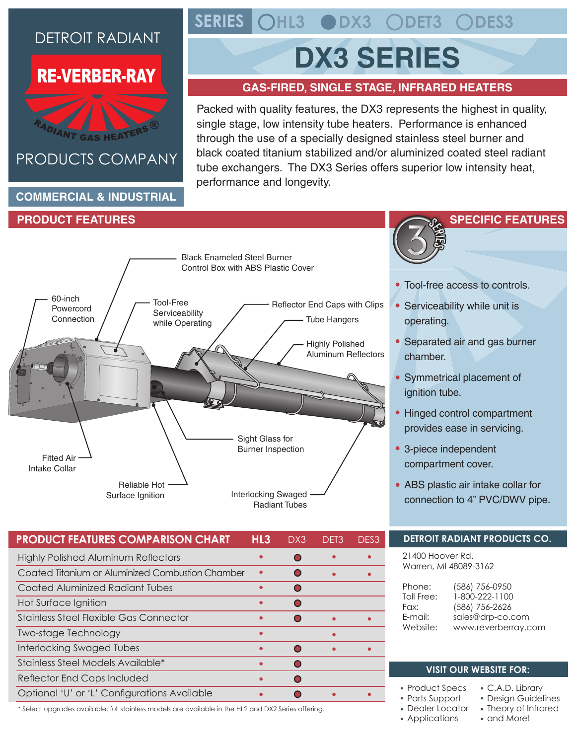DETROIT RADIANT

RE-VERBER-RAY

RADIANT GAS HEATERS®

PRODUCTS COMPANY

COMMERCIAL & INDUSTRIAL

SERIES ○HL3 ●DX3 ○DET3 ○DES3

# DX3 SERIES

## GAS-FIRED, SINGLE STAGE, INFRARED HEATERS

Packed with quality features, the DX3 represents the highest in quality, single stage, low intensity tube heaters. Performance is enhanced through the use of a specially designed stainless steel burner and black coated titanium stabilized and/or aluminized coated steel radiant tube exchangers. The DX3 Series offers superior low intensity heat, performance and longevity.

## PRODUCT FEATURES

- Black Enameled Steel Burner Control Box with ABS Plastic Cover
- 60-inch Powercord Connection
- Tool-Free Serviceability while Operating
- Reflector End Caps with Clips
- Tube Hangers
- Highly Polished Aluminum Reflectors
- Sight Glass for Burner Inspection
- Fitted Air Intake Collar
- Reliable Hot Surface Ignition
- Interlocking Swaged Radiant Tubes

## SPECIFIC FEATURES

- Tool-free access to controls.
- Serviceability while unit is operating.
- Separated air and gas burner chamber.
- Symmetrical placement of ignition tube.
- Hinged control compartment provides ease in servicing.
- 3-piece independent compartment cover.
- ABS plastic air intake collar for connection to 4" PVC/DWV pipe.

## PRODUCT FEATURES COMPARISON CHART

| PRODUCT FEATURES COMPARISON CHART | HL3 | DX3 | DET3 | DES3 |
|---|---|---|---|---|
| Highly Polished Aluminum Reflectors | • | ● | • | • |
| Coated Titanium or Aluminized Combustion Chamber | • | ● | • | • |
| Coated Aluminized Radiant Tubes | • | ● | | |
| Hot Surface Ignition | • | ● | | |
| Stainless Steel Flexible Gas Connector | • | ● | • | • |
| Two-stage Technology | • | | • | |
| Interlocking Swaged Tubes | • | ● | • | • |
| Stainless Steel Models Available* | • | ● | | |
| Reflector End Caps Included | • | ● | | |
| Optional 'U' or 'L' Configurations Available | • | ● | • | • |

* Select upgrades available; full stainless models are available in the HL2 and DX2 Series offering.

## DETROIT RADIANT PRODUCTS CO.

21400 Hoover Rd.
Warren, MI 48089-3162

Phone: (586) 756-0950
Toll Free: 1-800-222-1100
Fax: (586) 756-2626
E-mail: sales@drp-co.com
Website: www.reverberray.com

## VISIT OUR WEBSITE FOR:

- Product Specs
- Parts Support
- Dealer Locator
- Applications
- C.A.D. Library
- Design Guidelines
- Theory of Infrared
- and More!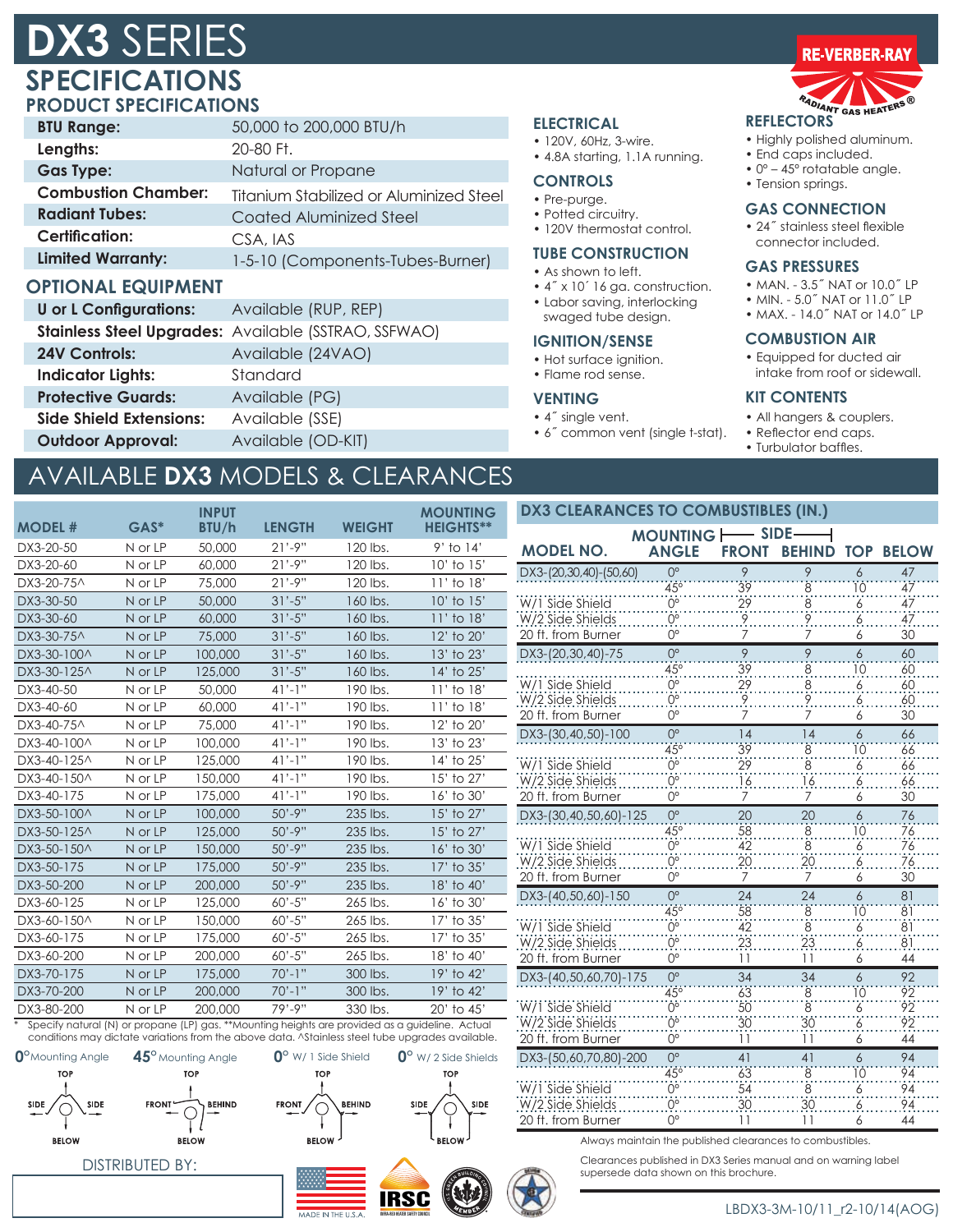# DX3 SERIES

## SPECIFICATIONS

### PRODUCT SPECIFICATIONS

| | |
|---|---|
| **BTU Range:** | 50,000 to 200,000 BTU/h |
| **Lengths:** | 20-80 Ft. |
| **Gas Type:** | Natural or Propane |
| **Combustion Chamber:** | Titanium Stabilized or Aluminized Steel |
| **Radiant Tubes:** | Coated Aluminized Steel |
| **Certification:** | CSA, IAS |
| **Limited Warranty:** | 1-5-10 (Components-Tubes-Burner) |

### OPTIONAL EQUIPMENT

| | |
|---|---|
| **U or L Configurations:** | Available (RUP, REP) |
| **Stainless Steel Upgrades:** | Available (SSTRAO, SSFWAO) |
| **24V Controls:** | Available (24VAO) |
| **Indicator Lights:** | Standard |
| **Protective Guards:** | Available (PG) |
| **Side Shield Extensions:** | Available (SSE) |
| **Outdoor Approval:** | Available (OD-KIT) |

### ELECTRICAL
- 120V, 60Hz, 3-wire.
- 4.8A starting, 1.1A running.

### CONTROLS
- Pre-purge.
- Potted circuitry.
- 120V thermostat control.

### TUBE CONSTRUCTION
- As shown to left.
- 4″ x 10′ 16 ga. construction.
- Labor saving, interlocking swaged tube design.

### IGNITION/SENSE
- Hot surface ignition.
- Flame rod sense.

### VENTING
- 4″ single vent.
- 6″ common vent (single t-stat).

RE-VERBER-RAY RADIANT GAS HEATERS®

### REFLECTORS
- Highly polished aluminum.
- End caps included.
- 0° – 45° rotatable angle.
- Tension springs.

### GAS CONNECTION
- 24″ stainless steel flexible connector included.

### GAS PRESSURES
- MAN. - 3.5″ NAT or 10.0″ LP
- MIN. - 5.0″ NAT or 11.0″ LP
- MAX. - 14.0″ NAT or 14.0″ LP

### COMBUSTION AIR
- Equipped for ducted air intake from roof or sidewall.

### KIT CONTENTS
- All hangers & couplers.
- Reflector end caps.
- Turbulator baffles.

## AVAILABLE DX3 MODELS & CLEARANCES

| MODEL # | GAS* | INPUT BTU/h | LENGTH | WEIGHT | MOUNTING HEIGHTS** |
|---|---|---|---|---|---|
| DX3-20-50 | N or LP | 50,000 | 21'-9" | 120 lbs. | 9' to 14' |
| DX3-20-60 | N or LP | 60,000 | 21'-9" | 120 lbs. | 10' to 15' |
| DX3-20-75^ | N or LP | 75,000 | 21'-9" | 120 lbs. | 11' to 18' |
| DX3-30-50 | N or LP | 50,000 | 31'-5" | 160 lbs. | 10' to 15' |
| DX3-30-60 | N or LP | 60,000 | 31'-5" | 160 lbs. | 11' to 18' |
| DX3-30-75^ | N or LP | 75,000 | 31'-5" | 160 lbs. | 12' to 20' |
| DX3-30-100^ | N or LP | 100,000 | 31'-5" | 160 lbs. | 13' to 23' |
| DX3-30-125^ | N or LP | 125,000 | 31'-5" | 160 lbs. | 14' to 25' |
| DX3-40-50 | N or LP | 50,000 | 41'-1" | 190 lbs. | 11' to 18' |
| DX3-40-60 | N or LP | 60,000 | 41'-1" | 190 lbs. | 11' to 18' |
| DX3-40-75^ | N or LP | 75,000 | 41'-1" | 190 lbs. | 12' to 20' |
| DX3-40-100^ | N or LP | 100,000 | 41'-1" | 190 lbs. | 13' to 23' |
| DX3-40-125^ | N or LP | 125,000 | 41'-1" | 190 lbs. | 14' to 25' |
| DX3-40-150^ | N or LP | 150,000 | 41'-1" | 190 lbs. | 15' to 27' |
| DX3-40-175 | N or LP | 175,000 | 41'-1" | 190 lbs. | 16' to 30' |
| DX3-50-100^ | N or LP | 100,000 | 50'-9" | 235 lbs. | 15' to 27' |
| DX3-50-125^ | N or LP | 125,000 | 50'-9" | 235 lbs. | 15' to 27' |
| DX3-50-150^ | N or LP | 150,000 | 50'-9" | 235 lbs. | 16' to 30' |
| DX3-50-175 | N or LP | 175,000 | 50'-9" | 235 lbs. | 17' to 35' |
| DX3-50-200 | N or LP | 200,000 | 50'-9" | 235 lbs. | 18' to 40' |
| DX3-60-125 | N or LP | 125,000 | 60'-5" | 265 lbs. | 16' to 30' |
| DX3-60-150^ | N or LP | 150,000 | 60'-5" | 265 lbs. | 17' to 35' |
| DX3-60-175 | N or LP | 175,000 | 60'-5" | 265 lbs. | 17' to 35' |
| DX3-60-200 | N or LP | 200,000 | 60'-5" | 265 lbs. | 18' to 40' |
| DX3-70-175 | N or LP | 175,000 | 70'-1" | 300 lbs. | 19' to 42' |
| DX3-70-200 | N or LP | 200,000 | 70'-1" | 300 lbs. | 19' to 42' |
| DX3-80-200 | N or LP | 200,000 | 79'-9" | 330 lbs. | 20' to 45' |

\* Specify natural (N) or propane (LP) gas. **Mounting heights are provided as a guideline. Actual conditions may dictate variations from the above data. ^Stainless steel tube upgrades available.

0° Mounting Angle — TOP, SIDE, SIDE, BELOW
45° Mounting Angle — TOP, FRONT, BEHIND, BELOW
0° W/ 1 Side Shield — TOP, FRONT, BEHIND, BELOW
0° W/ 2 Side Shields — TOP, SIDE, SIDE, BELOW

### DX3 CLEARANCES TO COMBUSTIBLES (IN.)

| MODEL NO. | MOUNTING ANGLE | SIDE FRONT | SIDE BEHIND | TOP | BELOW |
|---|---|---|---|---|---|
| DX3-(20,30,40)-(50,60) | 0° | 9 | 9 | 6 | 47 |
| | 45° | 39 | 8 | 10 | 47 |
| W/1 Side Shield | 0° | 29 | 8 | 6 | 47 |
| W/2 Side Shields | 0° | 9 | 9 | 6 | 47 |
| 20 ft. from Burner | 0° | 7 | 7 | 6 | 30 |
| DX3-(20,30,40)-75 | 0° | 9 | 9 | 6 | 60 |
| | 45° | 39 | 8 | 10 | 60 |
| W/1 Side Shield | 0° | 29 | 8 | 6 | 60 |
| W/2 Side Shields | 0° | 9 | 9 | 6 | 60 |
| 20 ft. from Burner | 0° | 7 | 7 | 6 | 30 |
| DX3-(30,40,50)-100 | 0° | 14 | 14 | 6 | 66 |
| | 45° | 39 | 8 | 10 | 66 |
| W/1 Side Shield | 0° | 29 | 8 | 6 | 66 |
| W/2 Side Shields | 0° | 16 | 16 | 6 | 66 |
| 20 ft. from Burner | 0° | 7 | 7 | 6 | 30 |
| DX3-(30,40,50,60)-125 | 0° | 20 | 20 | 6 | 76 |
| | 45° | 58 | 8 | 10 | 76 |
| W/1 Side Shield | 0° | 42 | 8 | 6 | 76 |
| W/2 Side Shields | 0° | 20 | 20 | 6 | 76 |
| 20 ft. from Burner | 0° | 7 | 7 | 6 | 30 |
| DX3-(40,50,60)-150 | 0° | 24 | 24 | 6 | 81 |
| | 45° | 58 | 8 | 10 | 81 |
| W/1 Side Shield | 0° | 42 | 8 | 6 | 81 |
| W/2 Side Shields | 0° | 23 | 23 | 6 | 81 |
| 20 ft. from Burner | 0° | 11 | 11 | 6 | 44 |
| DX3-(40,50,60,70)-175 | 0° | 34 | 34 | 6 | 92 |
| | 45° | 63 | 8 | 10 | 92 |
| W/1 Side Shield | 0° | 50 | 8 | 6 | 92 |
| W/2 Side Shields | 0° | 30 | 30 | 6 | 92 |
| 20 ft. from Burner | 0° | 11 | 11 | 6 | 44 |
| DX3-(50,60,70,80)-200 | 0° | 41 | 41 | 6 | 94 |
| | 45° | 63 | 8 | 10 | 94 |
| W/1 Side Shield | 0° | 54 | 8 | 6 | 94 |
| W/2 Side Shields | 0° | 30 | 30 | 6 | 94 |
| 20 ft. from Burner | 0° | 11 | 11 | 6 | 44 |

Always maintain the published clearances to combustibles.

Clearances published in DX3 Series manual and on warning label supersede data shown on this brochure.

DISTRIBUTED BY:

MADE IN THE U.S.A.

IRSC INFRA-RED HEATER SAFETY COUNCIL

LBDX3-3M-10/11_r2-10/14(AOG)